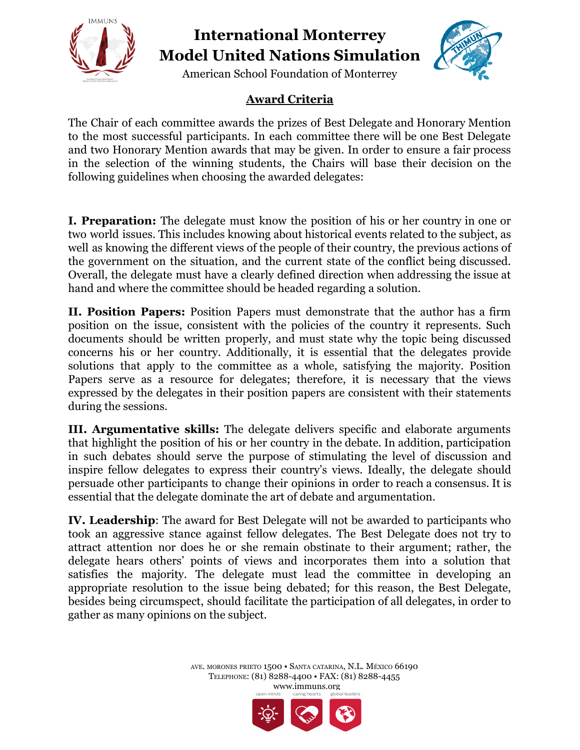# International Monterrey Model United Nations Simulation

American School Foundation of Monterrey

## Award Criteria

The Chair of each committee awards the prizes of Best Delegate and Honorary Mention to the most successful participants. In each committee there will be one Best Delegate and two Honorary Mention awards that may be given. In order to ensure a fair process in the selection of the winning students, the Chairs will base their decision on the following guidelines when choosing the awarded delegates:

**I. Preparation:** The delegate must know the position of his or her country in one or two world issues. This includes knowing about historical events related to the subject, as well as knowing the different views of the people of their country, the previous actions of the government on the situation, and the current state of the conflict being discussed. Overall, the delegate must have a clearly defined direction when addressing the issue at hand and where the committee should be headed regarding a solution.

**II. Position Papers:** Position Papers must demonstrate that the author has a firm position on the issue, consistent with the policies of the country it represents. Such documents should be written properly, and must state why the topic being discussed concerns his or her country. Additionally, it is essential that the delegates provide solutions that apply to the committee as a whole, satisfying the majority. Position Papers serve as a resource for delegates; therefore, it is necessary that the views expressed by the delegates in their position papers are consistent with their statements during the sessions.

**III. Argumentative skills:** The delegate delivers specific and elaborate arguments that highlight the position of his or her country in the debate. In addition, participation in such debates should serve the purpose of stimulating the level of discussion and inspire fellow delegates to express their country's views. Ideally, the delegate should persuade other participants to change their opinions in order to reach a consensus. It is essential that the delegate dominate the art of debate and argumentation.

**IV. Leadership**: The award for Best Delegate will not be awarded to participants who took an aggressive stance against fellow delegates. The Best Delegate does not try to attract attention nor does he or she remain obstinate to their argument; rather, the delegate hears others' points of views and incorporates them into a solution that satisfies the majority. The delegate must lead the committee in developing an appropriate resolution to the issue being debated; for this reason, the Best Delegate, besides being circumspect, should facilitate the participation of all delegates, in order to gather as many opinions on the subject.

AVE. MORONES PRIETO 1500 • SANTA CATARINA, N.L. MÉXICO 66190
TELEPHONE: (81) 8288-4400 • FAX: (81) 8288-4455
www.immuns.org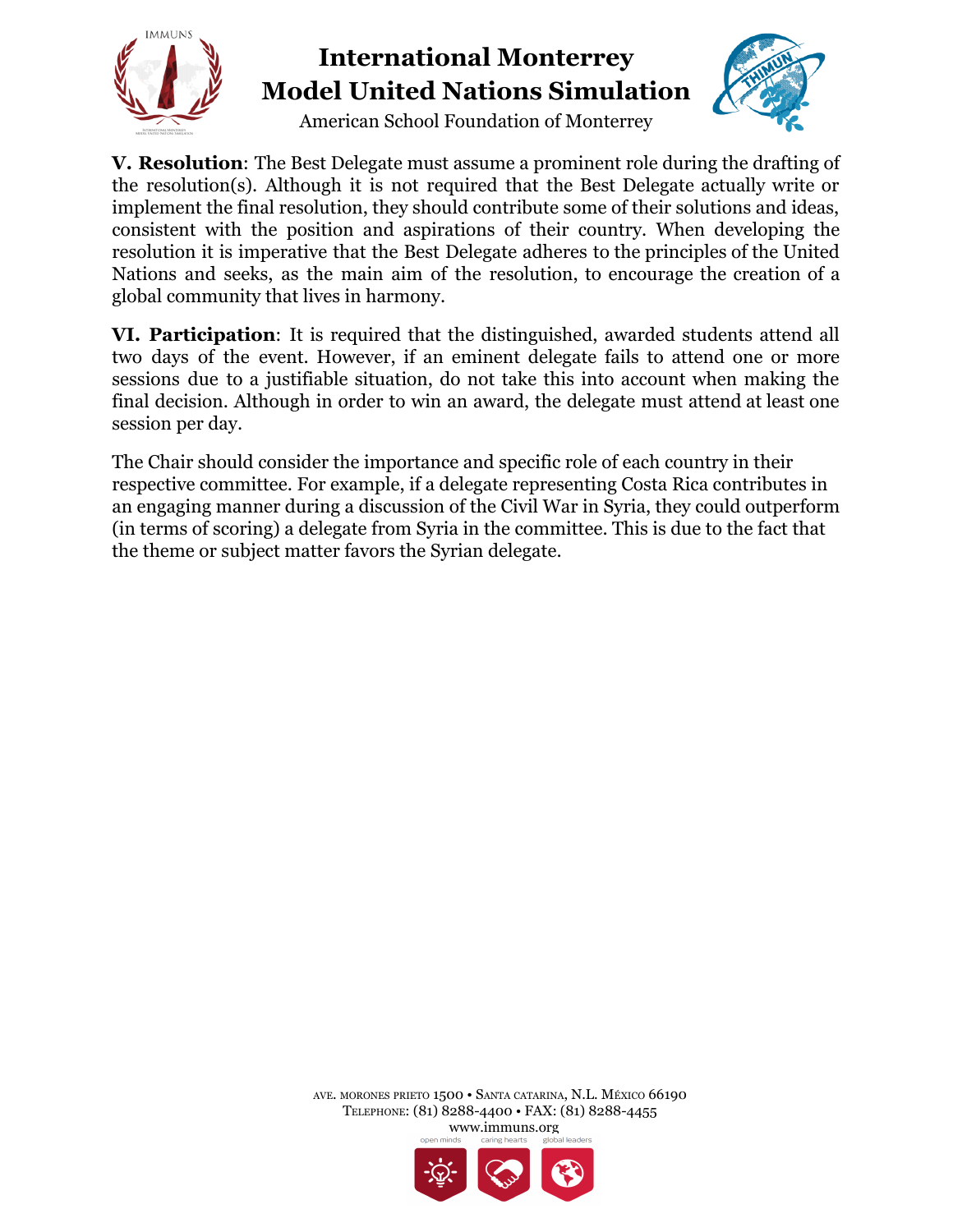**V. Resolution**: The Best Delegate must assume a prominent role during the drafting of the resolution(s). Although it is not required that the Best Delegate actually write or implement the final resolution, they should contribute some of their solutions and ideas, consistent with the position and aspirations of their country. When developing the resolution it is imperative that the Best Delegate adheres to the principles of the United Nations and seeks, as the main aim of the resolution, to encourage the creation of a global community that lives in harmony.

**VI. Participation**: It is required that the distinguished, awarded students attend all two days of the event. However, if an eminent delegate fails to attend one or more sessions due to a justifiable situation, do not take this into account when making the final decision. Although in order to win an award, the delegate must attend at least one session per day.

The Chair should consider the importance and specific role of each country in their respective committee. For example, if a delegate representing Costa Rica contributes in an engaging manner during a discussion of the Civil War in Syria, they could outperform (in terms of scoring) a delegate from Syria in the committee. This is due to the fact that the theme or subject matter favors the Syrian delegate.